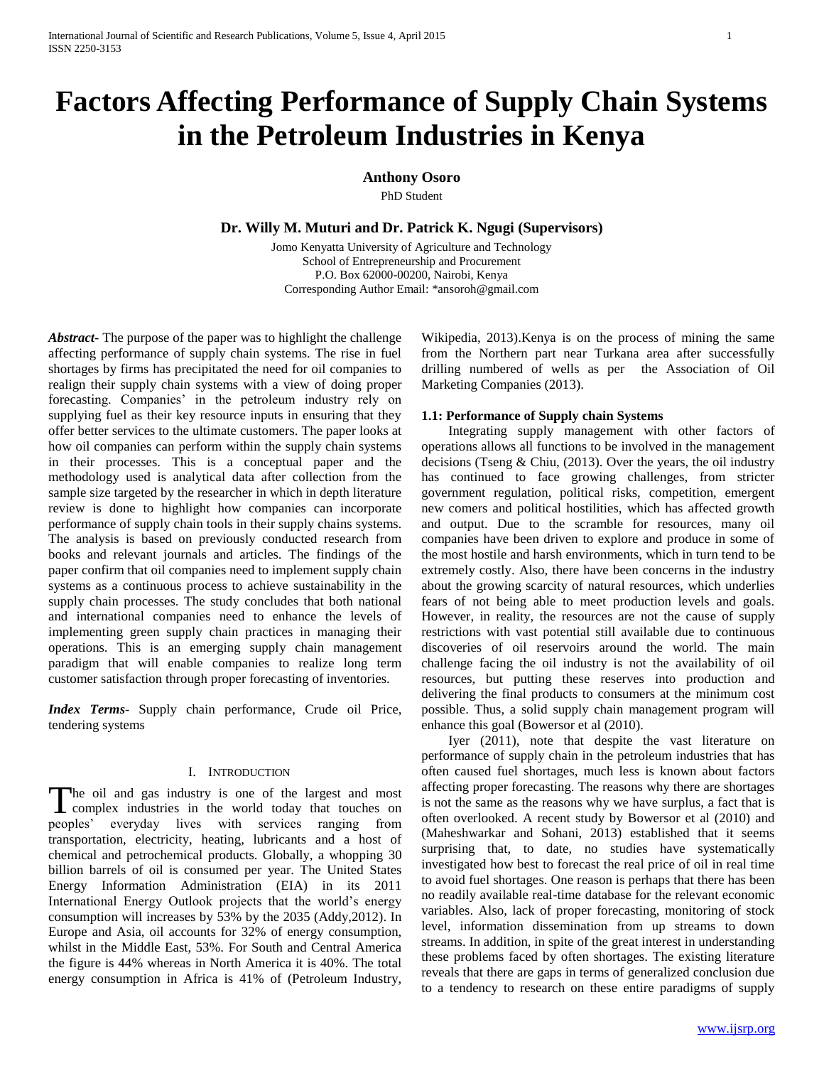# Factors Affecting Performance of Supply Chain Systems in the Petroleum Industries in Kenya

**Anthony Osoro**

PhD Student

**Dr. Willy M. Muturi and Dr. Patrick K. Ngugi (Supervisors)**

Jomo Kenyatta University of Agriculture and Technology
School of Entrepreneurship and Procurement
P.O. Box 62000-00200, Nairobi, Kenya
Corresponding Author Email: *ansoroh@gmail.com

***Abstract***- The purpose of the paper was to highlight the challenge affecting performance of supply chain systems. The rise in fuel shortages by firms has precipitated the need for oil companies to realign their supply chain systems with a view of doing proper forecasting. Companies' in the petroleum industry rely on supplying fuel as their key resource inputs in ensuring that they offer better services to the ultimate customers. The paper looks at how oil companies can perform within the supply chain systems in their processes. This is a conceptual paper and the methodology used is analytical data after collection from the sample size targeted by the researcher in which in depth literature review is done to highlight how companies can incorporate performance of supply chain tools in their supply chains systems. The analysis is based on previously conducted research from books and relevant journals and articles. The findings of the paper confirm that oil companies need to implement supply chain systems as a continuous process to achieve sustainability in the supply chain processes. The study concludes that both national and international companies need to enhance the levels of implementing green supply chain practices in managing their operations. This is an emerging supply chain management paradigm that will enable companies to realize long term customer satisfaction through proper forecasting of inventories.

***Index Terms***- Supply chain performance, Crude oil Price, tendering systems

## I. Introduction

The oil and gas industry is one of the largest and most complex industries in the world today that touches on peoples' everyday lives with services ranging from transportation, electricity, heating, lubricants and a host of chemical and petrochemical products. Globally, a whopping 30 billion barrels of oil is consumed per year. The United States Energy Information Administration (EIA) in its 2011 International Energy Outlook projects that the world's energy consumption will increases by 53% by the 2035 (Addy,2012). In Europe and Asia, oil accounts for 32% of energy consumption, whilst in the Middle East, 53%. For South and Central America the figure is 44% whereas in North America it is 40%. The total energy consumption in Africa is 41% of (Petroleum Industry, Wikipedia, 2013).Kenya is on the process of mining the same from the Northern part near Turkana area after successfully drilling numbered of wells as per the Association of Oil Marketing Companies (2013).

### 1.1: Performance of Supply chain Systems

Integrating supply management with other factors of operations allows all functions to be involved in the management decisions (Tseng & Chiu, (2013). Over the years, the oil industry has continued to face growing challenges, from stricter government regulation, political risks, competition, emergent new comers and political hostilities, which has affected growth and output. Due to the scramble for resources, many oil companies have been driven to explore and produce in some of the most hostile and harsh environments, which in turn tend to be extremely costly. Also, there have been concerns in the industry about the growing scarcity of natural resources, which underlies fears of not being able to meet production levels and goals. However, in reality, the resources are not the cause of supply restrictions with vast potential still available due to continuous discoveries of oil reservoirs around the world. The main challenge facing the oil industry is not the availability of oil resources, but putting these reserves into production and delivering the final products to consumers at the minimum cost possible. Thus, a solid supply chain management program will enhance this goal (Bowersor et al (2010).

Iyer (2011), note that despite the vast literature on performance of supply chain in the petroleum industries that has often caused fuel shortages, much less is known about factors affecting proper forecasting. The reasons why there are shortages is not the same as the reasons why we have surplus, a fact that is often overlooked. A recent study by Bowersor et al (2010) and (Maheshwarkar and Sohani, 2013) established that it seems surprising that, to date, no studies have systematically investigated how best to forecast the real price of oil in real time to avoid fuel shortages. One reason is perhaps that there has been no readily available real-time database for the relevant economic variables. Also, lack of proper forecasting, monitoring of stock level, information dissemination from up streams to down streams. In addition, in spite of the great interest in understanding these problems faced by often shortages. The existing literature reveals that there are gaps in terms of generalized conclusion due to a tendency to research on these entire paradigms of supply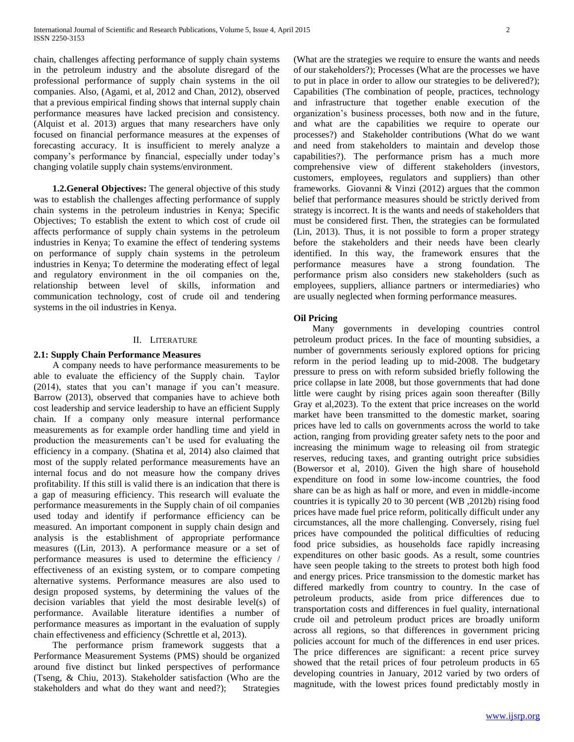chain, challenges affecting performance of supply chain systems in the petroleum industry and the absolute disregard of the professional performance of supply chain systems in the oil companies. Also, (Agami, et al, 2012 and Chan, 2012), observed that a previous empirical finding shows that internal supply chain performance measures have lacked precision and consistency. (Alquist et al. 2013) argues that many researchers have only focused on financial performance measures at the expenses of forecasting accuracy. It is insufficient to merely analyze a company's performance by financial, especially under today's changing volatile supply chain systems/environment.

**1.2.General Objectives:** The general objective of this study was to establish the challenges affecting performance of supply chain systems in the petroleum industries in Kenya; Specific Objectives; To establish the extent to which cost of crude oil affects performance of supply chain systems in the petroleum industries in Kenya; To examine the effect of tendering systems on performance of supply chain systems in the petroleum industries in Kenya; To determine the moderating effect of legal and regulatory environment in the oil companies on the, relationship between level of skills, information and communication technology, cost of crude oil and tendering systems in the oil industries in Kenya.

## II. Literature

### 2.1: Supply Chain Performance Measures

A company needs to have performance measurements to be able to evaluate the efficiency of the Supply chain. Taylor (2014), states that you can't manage if you can't measure. Barrow (2013), observed that companies have to achieve both cost leadership and service leadership to have an efficient Supply chain. If a company only measure internal performance measurements as for example order handling time and yield in production the measurements can't be used for evaluating the efficiency in a company. (Shatina et al, 2014) also claimed that most of the supply related performance measurements have an internal focus and do not measure how the company drives profitability. If this still is valid there is an indication that there is a gap of measuring efficiency. This research will evaluate the performance measurements in the Supply chain of oil companies used today and identify if performance efficiency can be measured. An important component in supply chain design and analysis is the establishment of appropriate performance measures ((Lin, 2013). A performance measure or a set of performance measures is used to determine the efficiency / effectiveness of an existing system, or to compare competing alternative systems. Performance measures are also used to design proposed systems, by determining the values of the decision variables that yield the most desirable level(s) of performance. Available literature identifies a number of performance measures as important in the evaluation of supply chain effectiveness and efficiency (Schrettle et al, 2013).

The performance prism framework suggests that a Performance Measurement Systems (PMS) should be organized around five distinct but linked perspectives of performance (Tseng, & Chiu, 2013). Stakeholder satisfaction (Who are the stakeholders and what do they want and need?); Strategies (What are the strategies we require to ensure the wants and needs of our stakeholders?); Processes (What are the processes we have to put in place in order to allow our strategies to be delivered?); Capabilities (The combination of people, practices, technology and infrastructure that together enable execution of the organization's business processes, both now and in the future, and what are the capabilities we require to operate our processes?) and Stakeholder contributions (What do we want and need from stakeholders to maintain and develop those capabilities?). The performance prism has a much more comprehensive view of different stakeholders (investors, customers, employees, regulators and suppliers) than other frameworks. Giovanni & Vinzi (2012) argues that the common belief that performance measures should be strictly derived from strategy is incorrect. It is the wants and needs of stakeholders that must be considered first. Then, the strategies can be formulated (Lin, 2013). Thus, it is not possible to form a proper strategy before the stakeholders and their needs have been clearly identified. In this way, the framework ensures that the performance measures have a strong foundation. The performance prism also considers new stakeholders (such as employees, suppliers, alliance partners or intermediaries) who are usually neglected when forming performance measures.

### Oil Pricing

Many governments in developing countries control petroleum product prices. In the face of mounting subsidies, a number of governments seriously explored options for pricing reform in the period leading up to mid-2008. The budgetary pressure to press on with reform subsided briefly following the price collapse in late 2008, but those governments that had done little were caught by rising prices again soon thereafter (Billy Gray et al,2023). To the extent that price increases on the world market have been transmitted to the domestic market, soaring prices have led to calls on governments across the world to take action, ranging from providing greater safety nets to the poor and increasing the minimum wage to releasing oil from strategic reserves, reducing taxes, and granting outright price subsidies (Bowersor et al, 2010). Given the high share of household expenditure on food in some low-income countries, the food share can be as high as half or more, and even in middle-income countries it is typically 20 to 30 percent (WB ,2012b) rising food prices have made fuel price reform, politically difficult under any circumstances, all the more challenging. Conversely, rising fuel prices have compounded the political difficulties of reducing food price subsidies, as households face rapidly increasing expenditures on other basic goods. As a result, some countries have seen people taking to the streets to protest both high food and energy prices. Price transmission to the domestic market has differed markedly from country to country. In the case of petroleum products, aside from price differences due to transportation costs and differences in fuel quality, international crude oil and petroleum product prices are broadly uniform across all regions, so that differences in government pricing policies account for much of the differences in end user prices. The price differences are significant: a recent price survey showed that the retail prices of four petroleum products in 65 developing countries in January, 2012 varied by two orders of magnitude, with the lowest prices found predictably mostly in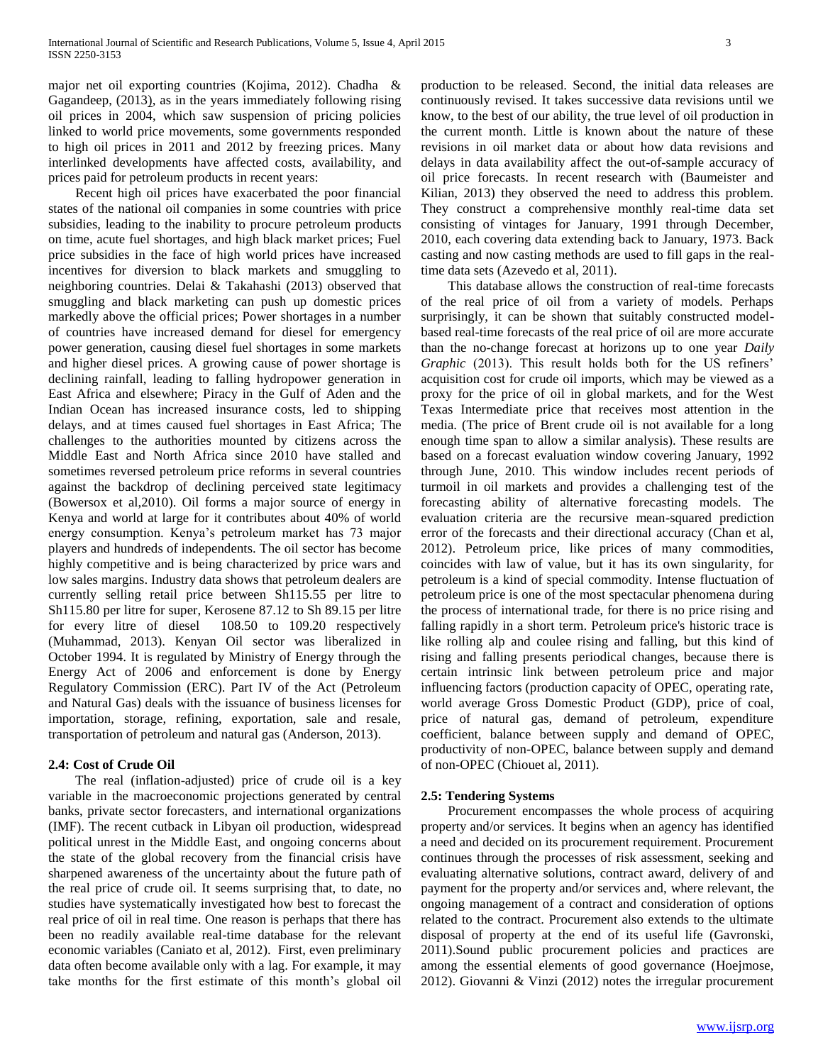major net oil exporting countries (Kojima, 2012). Chadha & Gagandeep, (2013), as in the years immediately following rising oil prices in 2004, which saw suspension of pricing policies linked to world price movements, some governments responded to high oil prices in 2011 and 2012 by freezing prices. Many interlinked developments have affected costs, availability, and prices paid for petroleum products in recent years:

Recent high oil prices have exacerbated the poor financial states of the national oil companies in some countries with price subsidies, leading to the inability to procure petroleum products on time, acute fuel shortages, and high black market prices; Fuel price subsidies in the face of high world prices have increased incentives for diversion to black markets and smuggling to neighboring countries. Delai & Takahashi (2013) observed that smuggling and black marketing can push up domestic prices markedly above the official prices; Power shortages in a number of countries have increased demand for diesel for emergency power generation, causing diesel fuel shortages in some markets and higher diesel prices. A growing cause of power shortage is declining rainfall, leading to falling hydropower generation in East Africa and elsewhere; Piracy in the Gulf of Aden and the Indian Ocean has increased insurance costs, led to shipping delays, and at times caused fuel shortages in East Africa; The challenges to the authorities mounted by citizens across the Middle East and North Africa since 2010 have stalled and sometimes reversed petroleum price reforms in several countries against the backdrop of declining perceived state legitimacy (Bowersox et al,2010). Oil forms a major source of energy in Kenya and world at large for it contributes about 40% of world energy consumption. Kenya's petroleum market has 73 major players and hundreds of independents. The oil sector has become highly competitive and is being characterized by price wars and low sales margins. Industry data shows that petroleum dealers are currently selling retail price between Sh115.55 per litre to Sh115.80 per litre for super, Kerosene 87.12 to Sh 89.15 per litre for every litre of diesel 108.50 to 109.20 respectively (Muhammad, 2013). Kenyan Oil sector was liberalized in October 1994. It is regulated by Ministry of Energy through the Energy Act of 2006 and enforcement is done by Energy Regulatory Commission (ERC). Part IV of the Act (Petroleum and Natural Gas) deals with the issuance of business licenses for importation, storage, refining, exportation, sale and resale, transportation of petroleum and natural gas (Anderson, 2013).

## 2.4: Cost of Crude Oil

The real (inflation-adjusted) price of crude oil is a key variable in the macroeconomic projections generated by central banks, private sector forecasters, and international organizations (IMF). The recent cutback in Libyan oil production, widespread political unrest in the Middle East, and ongoing concerns about the state of the global recovery from the financial crisis have sharpened awareness of the uncertainty about the future path of the real price of crude oil. It seems surprising that, to date, no studies have systematically investigated how best to forecast the real price of oil in real time. One reason is perhaps that there has been no readily available real-time database for the relevant economic variables (Caniato et al, 2012). First, even preliminary data often become available only with a lag. For example, it may take months for the first estimate of this month's global oil production to be released. Second, the initial data releases are continuously revised. It takes successive data revisions until we know, to the best of our ability, the true level of oil production in the current month. Little is known about the nature of these revisions in oil market data or about how data revisions and delays in data availability affect the out-of-sample accuracy of oil price forecasts. In recent research with (Baumeister and Kilian, 2013) they observed the need to address this problem. They construct a comprehensive monthly real-time data set consisting of vintages for January, 1991 through December, 2010, each covering data extending back to January, 1973. Back casting and now casting methods are used to fill gaps in the real-time data sets (Azevedo et al, 2011).

This database allows the construction of real-time forecasts of the real price of oil from a variety of models. Perhaps surprisingly, it can be shown that suitably constructed model-based real-time forecasts of the real price of oil are more accurate than the no-change forecast at horizons up to one year *Daily Graphic* (2013). This result holds both for the US refiners' acquisition cost for crude oil imports, which may be viewed as a proxy for the price of oil in global markets, and for the West Texas Intermediate price that receives most attention in the media. (The price of Brent crude oil is not available for a long enough time span to allow a similar analysis). These results are based on a forecast evaluation window covering January, 1992 through June, 2010. This window includes recent periods of turmoil in oil markets and provides a challenging test of the forecasting ability of alternative forecasting models. The evaluation criteria are the recursive mean-squared prediction error of the forecasts and their directional accuracy (Chan et al, 2012). Petroleum price, like prices of many commodities, coincides with law of value, but it has its own singularity, for petroleum is a kind of special commodity. Intense fluctuation of petroleum price is one of the most spectacular phenomena during the process of international trade, for there is no price rising and falling rapidly in a short term. Petroleum price's historic trace is like rolling alp and coulee rising and falling, but this kind of rising and falling presents periodical changes, because there is certain intrinsic link between petroleum price and major influencing factors (production capacity of OPEC, operating rate, world average Gross Domestic Product (GDP), price of coal, price of natural gas, demand of petroleum, expenditure coefficient, balance between supply and demand of OPEC, productivity of non-OPEC, balance between supply and demand of non-OPEC (Chiouet al, 2011).

## 2.5: Tendering Systems

Procurement encompasses the whole process of acquiring property and/or services. It begins when an agency has identified a need and decided on its procurement requirement. Procurement continues through the processes of risk assessment, seeking and evaluating alternative solutions, contract award, delivery of and payment for the property and/or services and, where relevant, the ongoing management of a contract and consideration of options related to the contract. Procurement also extends to the ultimate disposal of property at the end of its useful life (Gavronski, 2011).Sound public procurement policies and practices are among the essential elements of good governance (Hoejmose, 2012). Giovanni & Vinzi (2012) notes the irregular procurement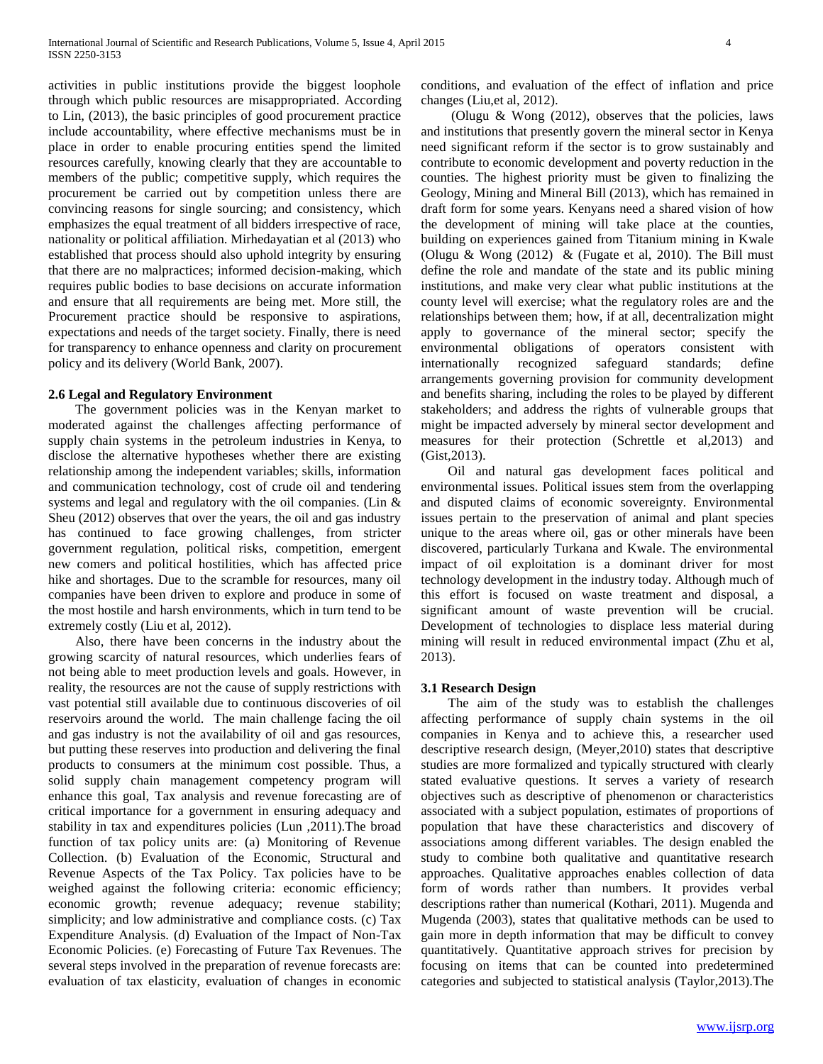activities in public institutions provide the biggest loophole through which public resources are misappropriated. According to Lin, (2013), the basic principles of good procurement practice include accountability, where effective mechanisms must be in place in order to enable procuring entities spend the limited resources carefully, knowing clearly that they are accountable to members of the public; competitive supply, which requires the procurement be carried out by competition unless there are convincing reasons for single sourcing; and consistency, which emphasizes the equal treatment of all bidders irrespective of race, nationality or political affiliation. Mirhedayatian et al (2013) who established that process should also uphold integrity by ensuring that there are no malpractices; informed decision-making, which requires public bodies to base decisions on accurate information and ensure that all requirements are being met. More still, the Procurement practice should be responsive to aspirations, expectations and needs of the target society. Finally, there is need for transparency to enhance openness and clarity on procurement policy and its delivery (World Bank, 2007).

### 2.6 Legal and Regulatory Environment

The government policies was in the Kenyan market to moderated against the challenges affecting performance of supply chain systems in the petroleum industries in Kenya, to disclose the alternative hypotheses whether there are existing relationship among the independent variables; skills, information and communication technology, cost of crude oil and tendering systems and legal and regulatory with the oil companies. (Lin & Sheu (2012) observes that over the years, the oil and gas industry has continued to face growing challenges, from stricter government regulation, political risks, competition, emergent new comers and political hostilities, which has affected price hike and shortages. Due to the scramble for resources, many oil companies have been driven to explore and produce in some of the most hostile and harsh environments, which in turn tend to be extremely costly (Liu et al, 2012).

Also, there have been concerns in the industry about the growing scarcity of natural resources, which underlies fears of not being able to meet production levels and goals. However, in reality, the resources are not the cause of supply restrictions with vast potential still available due to continuous discoveries of oil reservoirs around the world. The main challenge facing the oil and gas industry is not the availability of oil and gas resources, but putting these reserves into production and delivering the final products to consumers at the minimum cost possible. Thus, a solid supply chain management competency program will enhance this goal, Tax analysis and revenue forecasting are of critical importance for a government in ensuring adequacy and stability in tax and expenditures policies (Lun ,2011).The broad function of tax policy units are: (a) Monitoring of Revenue Collection. (b) Evaluation of the Economic, Structural and Revenue Aspects of the Tax Policy. Tax policies have to be weighed against the following criteria: economic efficiency; economic growth; revenue adequacy; revenue stability; simplicity; and low administrative and compliance costs. (c) Tax Expenditure Analysis. (d) Evaluation of the Impact of Non-Tax Economic Policies. (e) Forecasting of Future Tax Revenues. The several steps involved in the preparation of revenue forecasts are: evaluation of tax elasticity, evaluation of changes in economic conditions, and evaluation of the effect of inflation and price changes (Liu,et al, 2012).

(Olugu & Wong (2012), observes that the policies, laws and institutions that presently govern the mineral sector in Kenya need significant reform if the sector is to grow sustainably and contribute to economic development and poverty reduction in the counties. The highest priority must be given to finalizing the Geology, Mining and Mineral Bill (2013), which has remained in draft form for some years. Kenyans need a shared vision of how the development of mining will take place at the counties, building on experiences gained from Titanium mining in Kwale (Olugu & Wong (2012) & (Fugate et al, 2010). The Bill must define the role and mandate of the state and its public mining institutions, and make very clear what public institutions at the county level will exercise; what the regulatory roles are and the relationships between them; how, if at all, decentralization might apply to governance of the mineral sector; specify the environmental obligations of operators consistent with internationally recognized safeguard standards; define arrangements governing provision for community development and benefits sharing, including the roles to be played by different stakeholders; and address the rights of vulnerable groups that might be impacted adversely by mineral sector development and measures for their protection (Schrettle et al,2013) and (Gist,2013).

Oil and natural gas development faces political and environmental issues. Political issues stem from the overlapping and disputed claims of economic sovereignty. Environmental issues pertain to the preservation of animal and plant species unique to the areas where oil, gas or other minerals have been discovered, particularly Turkana and Kwale. The environmental impact of oil exploitation is a dominant driver for most technology development in the industry today. Although much of this effort is focused on waste treatment and disposal, a significant amount of waste prevention will be crucial. Development of technologies to displace less material during mining will result in reduced environmental impact (Zhu et al, 2013).

### 3.1 Research Design

The aim of the study was to establish the challenges affecting performance of supply chain systems in the oil companies in Kenya and to achieve this, a researcher used descriptive research design, (Meyer,2010) states that descriptive studies are more formalized and typically structured with clearly stated evaluative questions. It serves a variety of research objectives such as descriptive of phenomenon or characteristics associated with a subject population, estimates of proportions of population that have these characteristics and discovery of associations among different variables. The design enabled the study to combine both qualitative and quantitative research approaches. Qualitative approaches enables collection of data form of words rather than numbers. It provides verbal descriptions rather than numerical (Kothari, 2011). Mugenda and Mugenda (2003), states that qualitative methods can be used to gain more in depth information that may be difficult to convey quantitatively. Quantitative approach strives for precision by focusing on items that can be counted into predetermined categories and subjected to statistical analysis (Taylor,2013).The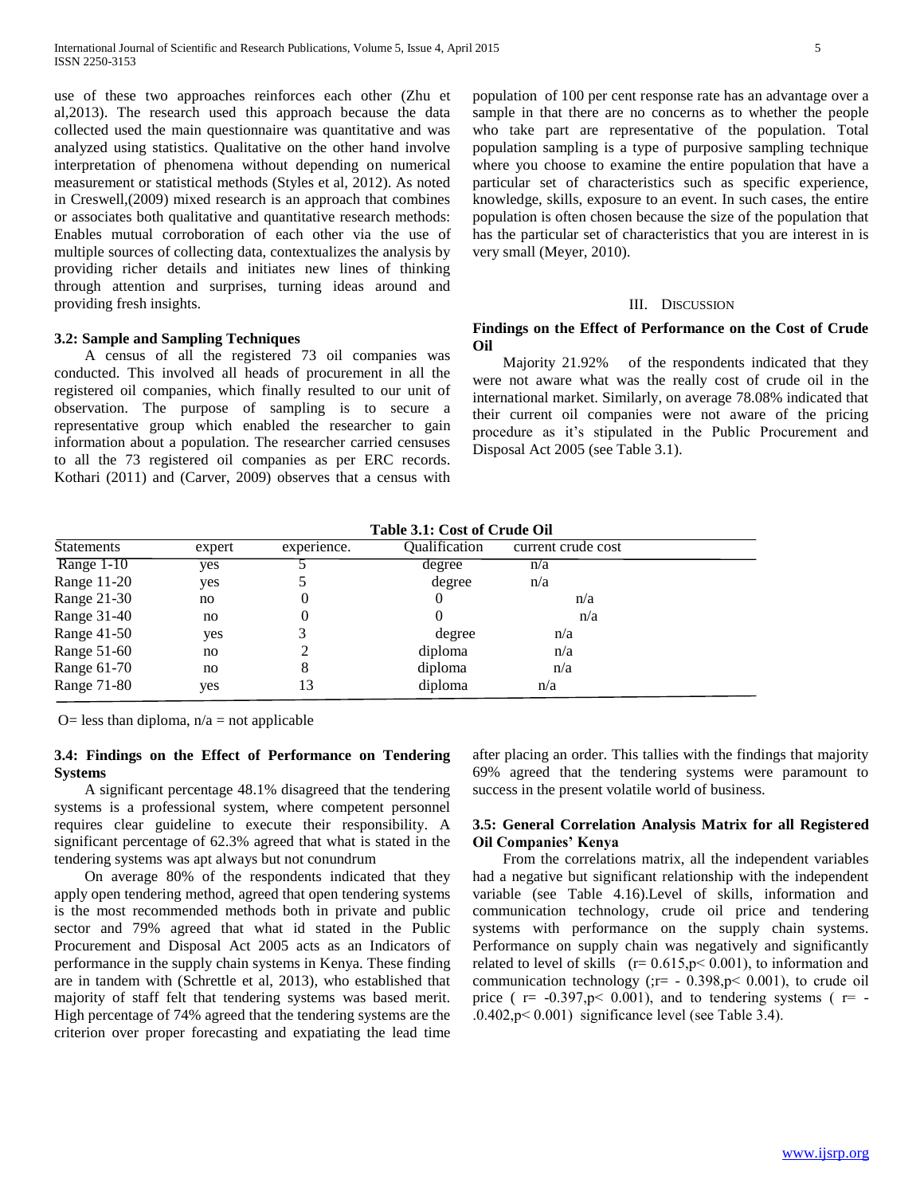use of these two approaches reinforces each other (Zhu et al,2013). The research used this approach because the data collected used the main questionnaire was quantitative and was analyzed using statistics. Qualitative on the other hand involve interpretation of phenomena without depending on numerical measurement or statistical methods (Styles et al, 2012). As noted in Creswell,(2009) mixed research is an approach that combines or associates both qualitative and quantitative research methods: Enables mutual corroboration of each other via the use of multiple sources of collecting data, contextualizes the analysis by providing richer details and initiates new lines of thinking through attention and surprises, turning ideas around and providing fresh insights.

### 3.2: Sample and Sampling Techniques

A census of all the registered 73 oil companies was conducted. This involved all heads of procurement in all the registered oil companies, which finally resulted to our unit of observation. The purpose of sampling is to secure a representative group which enabled the researcher to gain information about a population. The researcher carried censuses to all the 73 registered oil companies as per ERC records. Kothari (2011) and (Carver, 2009) observes that a census with population of 100 per cent response rate has an advantage over a sample in that there are no concerns as to whether the people who take part are representative of the population. Total population sampling is a type of purposive sampling technique where you choose to examine the entire population that have a particular set of characteristics such as specific experience, knowledge, skills, exposure to an event. In such cases, the entire population is often chosen because the size of the population that has the particular set of characteristics that you are interest in is very small (Meyer, 2010).

## III. Discussion

### Findings on the Effect of Performance on the Cost of Crude Oil

Majority 21.92% of the respondents indicated that they were not aware what was the really cost of crude oil in the international market. Similarly, on average 78.08% indicated that their current oil companies were not aware of the pricing procedure as it's stipulated in the Public Procurement and Disposal Act 2005 (see Table 3.1).

**Table 3.1: Cost of Crude Oil**

| Statements | expert | experience. | Qualification | current crude cost |
|---|---|---|---|---|
| Range 1-10 | yes | 5 | degree | n/a |
| Range 11-20 | yes | 5 | degree | n/a |
| Range 21-30 | no | 0 | 0 | n/a |
| Range 31-40 | no | 0 | 0 | n/a |
| Range 41-50 | yes | 3 | degree | n/a |
| Range 51-60 | no | 2 | diploma | n/a |
| Range 61-70 | no | 8 | diploma | n/a |
| Range 71-80 | yes | 13 | diploma | n/a |

O= less than diploma, n/a = not applicable

### 3.4: Findings on the Effect of Performance on Tendering Systems

A significant percentage 48.1% disagreed that the tendering systems is a professional system, where competent personnel requires clear guideline to execute their responsibility. A significant percentage of 62.3% agreed that what is stated in the tendering systems was apt always but not conundrum

On average 80% of the respondents indicated that they apply open tendering method, agreed that open tendering systems is the most recommended methods both in private and public sector and 79% agreed that what id stated in the Public Procurement and Disposal Act 2005 acts as an Indicators of performance in the supply chain systems in Kenya. These finding are in tandem with (Schrettle et al, 2013), who established that majority of staff felt that tendering systems was based merit. High percentage of 74% agreed that the tendering systems are the criterion over proper forecasting and expatiating the lead time after placing an order. This tallies with the findings that majority 69% agreed that the tendering systems were paramount to success in the present volatile world of business.

### 3.5: General Correlation Analysis Matrix for all Registered Oil Companies' Kenya

From the correlations matrix, all the independent variables had a negative but significant relationship with the independent variable (see Table 4.16).Level of skills, information and communication technology, crude oil price and tendering systems with performance on the supply chain systems. Performance on supply chain was negatively and significantly related to level of skills ($r= 0.615, p< 0.001$), to information and communication technology (;$r= - 0.398, p< 0.001$), to crude oil price ( $r= -0.397, p< 0.001$), and to tendering systems ( $r= -.0.402, p< 0.001$) significance level (see Table 3.4).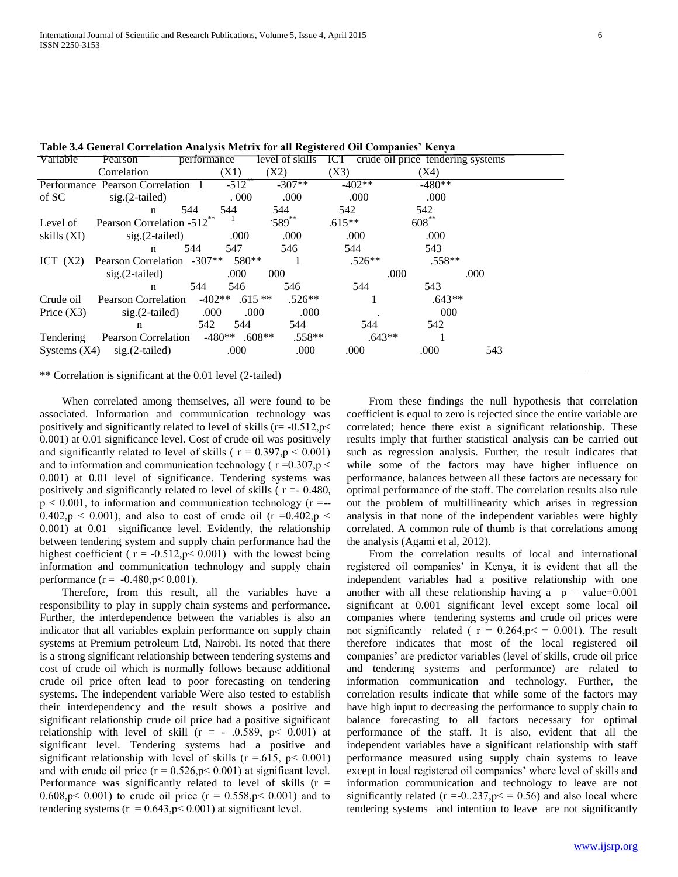**Table 3.4 General Correlation Analysis Metrix for all Registered Oil Companies' Kenya**

| Variable | Pearson Correlation | performance | level of skills (X1) | ICT (X2) | crude oil price (X3) | tendering systems (X4) |
|---|---|---|---|---|---|---|
| Performance of SC | Pearson Correlation | 1 | -512** | -307** | -402** | -480** |
| | sig.(2-tailed) | | . 000 | .000 | .000 | .000 |
| | n | 544 | 544 | 544 | 542 | 542 |
| Level of skills (XI) | Pearson Correlation | -512** | 1 | 589** | .615** | 608** |
| | sig.(2-tailed) | | .000 | .000 | .000 | .000 |
| | n | 544 | 547 | 546 | 544 | 543 |
| ICT (X2) | Pearson Correlation | -307** | 580** | 1 | .526** | .558** |
| | sig.(2-tailed) | | .000 | 000 | .000 | .000 |
| | n | 544 | 546 | 546 | 544 | 543 |
| Crude oil Price (X3) | Pearson Correlation | -402** | .615 ** | .526** | 1 | .643** |
| | sig.(2-tailed) | .000 | .000 | .000 | . | 000 |
| | n | 542 | 544 | 544 | 544 | 542 |
| Tendering Systems (X4) | Pearson Correlation | -480** | .608** | .558** | .643** | 1 |
| | sig.(2-tailed) | .000 | | .000 | .000 | .000 | 543 |

** Correlation is significant at the 0.01 level (2-tailed)

When correlated among themselves, all were found to be associated. Information and communication technology was positively and significantly related to level of skills ($r = -0.512, p < 0.001$) at 0.01 significance level. Cost of crude oil was positively and significantly related to level of skills ( $r = 0.397, p < 0.001$) and to information and communication technology ( $r = 0.307, p < 0.001$) at 0.01 level of significance. Tendering systems was positively and significantly related to level of skills ( $r = -0.480$, $p < 0.001$, to information and communication technology ($r = -- 0.402, p < 0.001$), and also to cost of crude oil ($r = 0.402, p < 0.001$) at 0.01 significance level. Evidently, the relationship between tendering system and supply chain performance had the highest coefficient ( $r = -0.512, p < 0.001$) with the lowest being information and communication technology and supply chain performance ($r = -0.480, p < 0.001$).

Therefore, from this result, all the variables have a responsibility to play in supply chain systems and performance. Further, the interdependence between the variables is also an indicator that all variables explain performance on supply chain systems at Premium petroleum Ltd, Nairobi. Its noted that there is a strong significant relationship between tendering systems and cost of crude oil which is normally follows because additional crude oil price often lead to poor forecasting on tendering systems. The independent variable Were also tested to establish their interdependency and the result shows a positive and significant relationship crude oil price had a positive significant relationship with level of skill ($r = - .0.589$, $p < 0.001$) at significant level. Tendering systems had a positive and significant relationship with level of skills ($r = .615$, $p < 0.001$) and with crude oil price ($r = 0.526, p < 0.001$) at significant level. Performance was significantly related to level of skills ($r = 0.608, p < 0.001$) to crude oil price ($r = 0.558, p < 0.001$) and to tendering systems ($r = 0.643, p < 0.001$) at significant level.

From these findings the null hypothesis that correlation coefficient is equal to zero is rejected since the entire variable are correlated; hence there exist a significant relationship. These results imply that further statistical analysis can be carried out such as regression analysis. Further, the result indicates that while some of the factors may have higher influence on performance, balances between all these factors are necessary for optimal performance of the staff. The correlation results also rule out the problem of multillinearity which arises in regression analysis in that none of the independent variables were highly correlated. A common rule of thumb is that correlations among the analysis (Agami et al, 2012).

From the correlation results of local and international registered oil companies' in Kenya, it is evident that all the independent variables had a positive relationship with one another with all these relationship having a p – value=0.001 significant at 0.001 significant level except some local oil companies where tendering systems and crude oil prices were not significantly related ( $r = 0.264, p <= 0.001$). The result therefore indicates that most of the local registered oil companies' are predictor variables (level of skills, crude oil price and tendering systems and performance) are related to information communication and technology. Further, the correlation results indicate that while some of the factors may have high input to decreasing the performance to supply chain to balance forecasting to all factors necessary for optimal performance of the staff. It is also, evident that all the independent variables have a significant relationship with staff performance measured using supply chain systems to leave except in local registered oil companies' where level of skills and information communication and technology to leave are not significantly related ($r = -0..237, p <= 0.56$) and also local where tendering systems and intention to leave are not significantly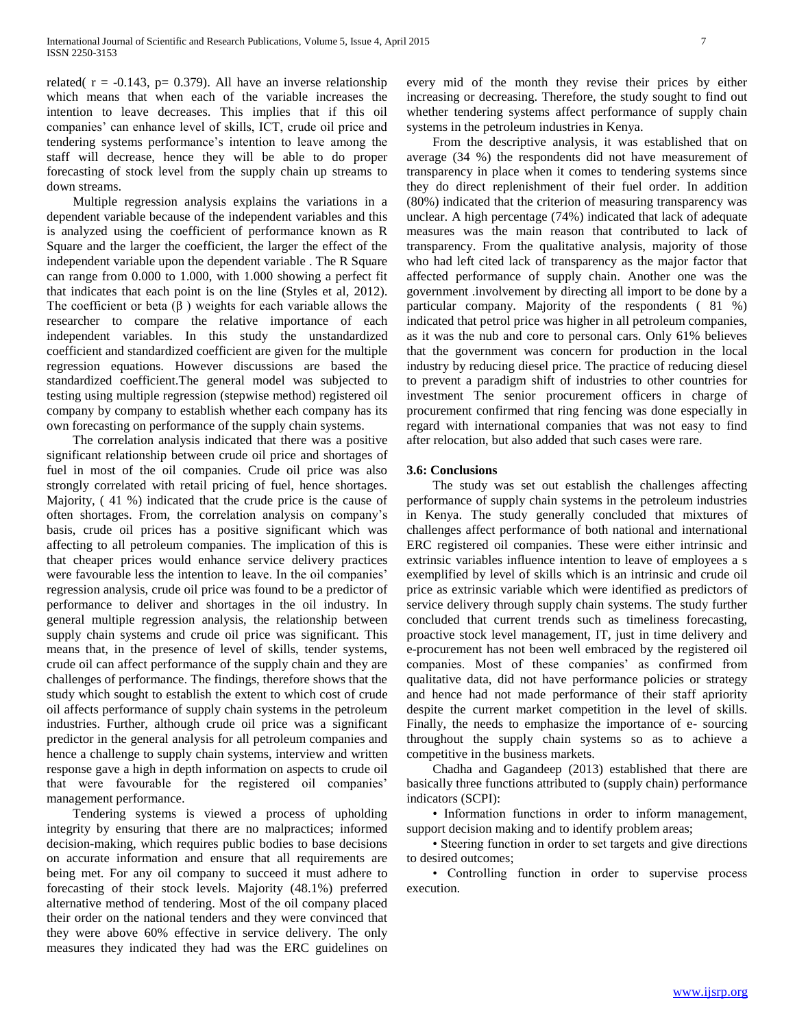related( $r = -0.143$, $p= 0.379$). All have an inverse relationship which means that when each of the variable increases the intention to leave decreases. This implies that if this oil companies' can enhance level of skills, ICT, crude oil price and tendering systems performance's intention to leave among the staff will decrease, hence they will be able to do proper forecasting of stock level from the supply chain up streams to down streams.

Multiple regression analysis explains the variations in a dependent variable because of the independent variables and this is analyzed using the coefficient of performance known as R Square and the larger the coefficient, the larger the effect of the independent variable upon the dependent variable . The R Square can range from 0.000 to 1.000, with 1.000 showing a perfect fit that indicates that each point is on the line (Styles et al, 2012). The coefficient or beta ($\beta$ ) weights for each variable allows the researcher to compare the relative importance of each independent variables. In this study the unstandardized coefficient and standardized coefficient are given for the multiple regression equations. However discussions are based the standardized coefficient.The general model was subjected to testing using multiple regression (stepwise method) registered oil company by company to establish whether each company has its own forecasting on performance of the supply chain systems.

The correlation analysis indicated that there was a positive significant relationship between crude oil price and shortages of fuel in most of the oil companies. Crude oil price was also strongly correlated with retail pricing of fuel, hence shortages. Majority, ( 41 %) indicated that the crude price is the cause of often shortages. From, the correlation analysis on company's basis, crude oil prices has a positive significant which was affecting to all petroleum companies. The implication of this is that cheaper prices would enhance service delivery practices were favourable less the intention to leave. In the oil companies' regression analysis, crude oil price was found to be a predictor of performance to deliver and shortages in the oil industry. In general multiple regression analysis, the relationship between supply chain systems and crude oil price was significant. This means that, in the presence of level of skills, tender systems, crude oil can affect performance of the supply chain and they are challenges of performance. The findings, therefore shows that the study which sought to establish the extent to which cost of crude oil affects performance of supply chain systems in the petroleum industries. Further, although crude oil price was a significant predictor in the general analysis for all petroleum companies and hence a challenge to supply chain systems, interview and written response gave a high in depth information on aspects to crude oil that were favourable for the registered oil companies' management performance.

Tendering systems is viewed a process of upholding integrity by ensuring that there are no malpractices; informed decision-making, which requires public bodies to base decisions on accurate information and ensure that all requirements are being met. For any oil company to succeed it must adhere to forecasting of their stock levels. Majority (48.1%) preferred alternative method of tendering. Most of the oil company placed their order on the national tenders and they were convinced that they were above 60% effective in service delivery. The only measures they indicated they had was the ERC guidelines on every mid of the month they revise their prices by either increasing or decreasing. Therefore, the study sought to find out whether tendering systems affect performance of supply chain systems in the petroleum industries in Kenya.

From the descriptive analysis, it was established that on average (34 %) the respondents did not have measurement of transparency in place when it comes to tendering systems since they do direct replenishment of their fuel order. In addition (80%) indicated that the criterion of measuring transparency was unclear. A high percentage (74%) indicated that lack of adequate measures was the main reason that contributed to lack of transparency. From the qualitative analysis, majority of those who had left cited lack of transparency as the major factor that affected performance of supply chain. Another one was the government .involvement by directing all import to be done by a particular company. Majority of the respondents ( 81 %) indicated that petrol price was higher in all petroleum companies, as it was the nub and core to personal cars. Only 61% believes that the government was concern for production in the local industry by reducing diesel price. The practice of reducing diesel to prevent a paradigm shift of industries to other countries for investment The senior procurement officers in charge of procurement confirmed that ring fencing was done especially in regard with international companies that was not easy to find after relocation, but also added that such cases were rare.

### 3.6: Conclusions

The study was set out establish the challenges affecting performance of supply chain systems in the petroleum industries in Kenya. The study generally concluded that mixtures of challenges affect performance of both national and international ERC registered oil companies. These were either intrinsic and extrinsic variables influence intention to leave of employees a s exemplified by level of skills which is an intrinsic and crude oil price as extrinsic variable which were identified as predictors of service delivery through supply chain systems. The study further concluded that current trends such as timeliness forecasting, proactive stock level management, IT, just in time delivery and e-procurement has not been well embraced by the registered oil companies. Most of these companies' as confirmed from qualitative data, did not have performance policies or strategy and hence had not made performance of their staff apriority despite the current market competition in the level of skills. Finally, the needs to emphasize the importance of e- sourcing throughout the supply chain systems so as to achieve a competitive in the business markets.

Chadha and Gagandeep (2013) established that there are basically three functions attributed to (supply chain) performance indicators (SCPI):

- Information functions in order to inform management, support decision making and to identify problem areas;
- Steering function in order to set targets and give directions to desired outcomes;
- Controlling function in order to supervise process execution.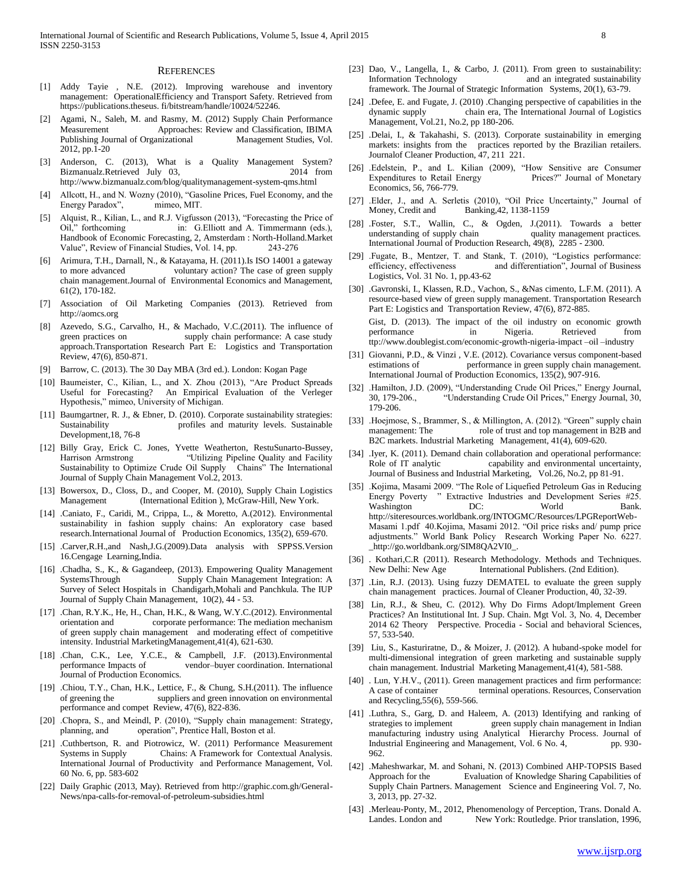# REFERENCES

[1] Addy Tayie , N.E. (2012). Improving warehouse and inventory management: OperationalEfficiency and Transport Safety. Retrieved from https://publications.theseus. fi/bitstream/handle/10024/52246.

[2] Agami, N., Saleh, M. and Rasmy, M. (2012) Supply Chain Performance Measurement Approaches: Review and Classification, IBIMA Publishing Journal of Organizational Management Studies, Vol. 2012, pp.1-20

[3] Anderson, C. (2013), What is a Quality Management System? Bizmanualz.Retrieved July 03, 2014 from http://www.bizmanualz.com/blog/qualitymanagement-system-qms.html

[4] Allcott, H., and N. Wozny (2010), "Gasoline Prices, Fuel Economy, and the Energy Paradox", mimeo, MIT.

[5] Alquist, R., Kilian, L., and R.J. Vigfusson (2013), "Forecasting the Price of Oil," forthcoming in: G.Elliott and A. Timmermann (eds.), Handbook of Economic Forecasting, 2, Amsterdam : North-Holland.Market Value", Review of Financial Studies, Vol. 14, pp. 243-276

[6] Arimura, T.H., Darnall, N., & Katayama, H. (2011).Is ISO 14001 a gateway to more advanced voluntary action? The case of green supply chain management.Journal of Environmental Economics and Management, 61(2), 170-182.

[7] Association of Oil Marketing Companies (2013). Retrieved from http://aomcs.org

[8] Azevedo, S.G., Carvalho, H., & Machado, V.C.(2011). The influence of green practices on supply chain performance: A case study approach.Transportation Research Part E: Logistics and Transportation Review, 47(6), 850-871.

[9] Barrow, C. (2013). The 30 Day MBA (3rd ed.). London: Kogan Page

[10] Baumeister, C., Kilian, L., and X. Zhou (2013), "Are Product Spreads Useful for Forecasting? An Empirical Evaluation of the Verleger Hypothesis," mimeo, University of Michigan.

[11] Baumgartner, R. J., & Ebner, D. (2010). Corporate sustainability strategies: Sustainability profiles and maturity levels. Sustainable Development,18, 76-8

[12] Billy Gray, Erick C. Jones, Yvette Weatherton, RestuSunarto-Bussey, Harrison Armstrong "Utilizing Pipeline Quality and Facility Sustainability to Optimize Crude Oil Supply Chains" The International Journal of Supply Chain Management Vol.2, 2013.

[13] Bowersox, D., Closs, D., and Cooper, M. (2010), Supply Chain Logistics Management (International Edition ), McGraw-Hill, New York.

[14] .Caniato, F., Caridi, M., Crippa, L., & Moretto, A.(2012). Environmental sustainability in fashion supply chains: An exploratory case based research.International Journal of Production Economics, 135(2), 659-670.

[15] .Carver,R.H.,and Nash,J.G.(2009).Data analysis with SPPSS.Version 16.Cengage Learning,India.

[16] .Chadha, S., K., & Gagandeep, (2013). Empowering Quality Management SystemsThrough Supply Chain Management Integration: A Survey of Select Hospitals in Chandigarh,Mohali and Panchkula. The IUP Journal of Supply Chain Management, 10(2), 44 - 53.

[17] .Chan, R.Y.K., He, H., Chan, H.K., & Wang, W.Y.C.(2012). Environmental orientation and corporate performance: The mediation mechanism of green supply chain management and moderating effect of competitive intensity. Industrial MarketingManagement,41(4), 621-630.

[18] .Chan, C.K., Lee, Y.C.E., & Campbell, J.F. (2013).Environmental performance Impacts of vendor–buyer coordination. International Journal of Production Economics.

[19] .Chiou, T.Y., Chan, H.K., Lettice, F., & Chung, S.H.(2011). The influence of greening the suppliers and green innovation on environmental performance and compet Review, 47(6), 822-836.

[20] .Chopra, S., and Meindl, P. (2010), "Supply chain management: Strategy, planning, and operation", Prentice Hall, Boston et al.

[21] .Cuthbertson, R. and Piotrowicz, W. (2011) Performance Measurement Systems in Supply Chains: A Framework for Contextual Analysis. International Journal of Productivity and Performance Management, Vol. 60 No. 6, pp. 583-602

[22] Daily Graphic (2013, May). Retrieved from http://graphic.com.gh/General-News/npa-calls-for-removal-of-petroleum-subsidies.html

[23] Dao, V., Langella, I., & Carbo, J. (2011). From green to sustainability: Information Technology and an integrated sustainability framework. The Journal of Strategic Information Systems, 20(1), 63-79.

[24] .Defee, E. and Fugate, J. (2010) .Changing perspective of capabilities in the dynamic supply chain era, The International Journal of Logistics Management, Vol.21, No.2, pp 180-206.

[25] .Delai, I., & Takahashi, S. (2013). Corporate sustainability in emerging markets: insights from the practices reported by the Brazilian retailers. Journalof Cleaner Production, 47, 211 221.

[26] .Edelstein, P., and L. Kilian (2009), "How Sensitive are Consumer Expenditures to Retail Energy Prices?" Journal of Monetary Economics, 56, 766-779.

[27] .Elder, J., and A. Serletis (2010), "Oil Price Uncertainty," Journal of Money, Credit and Banking,42, 1138-1159

[28] .Foster, S.T., Wallin, C., & Ogden, J.(2011). Towards a better understanding of supply chain quality management practices. International Journal of Production Research, 49(8), 2285 - 2300.

[29] .Fugate, B., Mentzer, T. and Stank, T. (2010), "Logistics performance: efficiency, effectiveness and differentiation", Journal of Business Logistics, Vol. 31 No. 1, pp.43-62

[30] .Gavronski, I., Klassen, R.D., Vachon, S., &Nas cimento, L.F.M. (2011). A resource-based view of green supply management. Transportation Research Part E: Logistics and Transportation Review, 47(6), 872-885.

Gist, D. (2013). The impact of the oil industry on economic growth performance in Nigeria. Retrieved from ttp://www.doublegist.com/economic-growth-nigeria-impact –oil –industry

[31] Giovanni, P.D., & Vinzi , V.E. (2012). Covariance versus component-based estimations of performance in green supply chain management. International Journal of Production Economics, 135(2), 907-916.

[32] .Hamilton, J.D. (2009), "Understanding Crude Oil Prices," Energy Journal, 30, 179-206., "Understanding Crude Oil Prices," Energy Journal, 30, 179-206.

[33] .Hoejmose, S., Brammer, S., & Millington, A. (2012). "Green" supply chain management: The role of trust and top management in B2B and B2C markets. Industrial Marketing Management, 41(4), 609-620.

[34] .Iyer, K. (2011). Demand chain collaboration and operational performance: Role of IT analytic capability and environmental uncertainty, Journal of Business and Industrial Marketing, Vol.26, No.2, pp 81-91.

[35] .Kojima, Masami 2009. "The Role of Liquefied Petroleum Gas in Reducing Energy Poverty " Extractive Industries and Development Series #25. Washington DC: World Bank. http://siteresources.worldbank.org/INTOGMC/Resources/LPGReportWeb-Masami 1.pdf 40.Kojima, Masami 2012. "Oil price risks and/ pump price adjustments." World Bank Policy Research Working Paper No. 6227. _http://go.worldbank.org/SIM8QA2VI0_.

[36] . Kothari,C.R (2011). Research Methodology. Methods and Techniques. New Delhi: New Age International Publishers. (2nd Edition).

[37] .Lin, R.J. (2013). Using fuzzy DEMATEL to evaluate the green supply chain management practices. Journal of Cleaner Production, 40, 32-39.

[38] Lin, R.J., & Sheu, C. (2012). Why Do Firms Adopt/Implement Green Practices? An Institutional Int. J Sup. Chain. Mgt Vol. 3, No. 4, December 2014 62 Theory Perspective. Procedia - Social and behavioral Sciences, 57, 533-540.

[39] Liu, S., Kasturiratne, D., & Moizer, J. (2012). A huband-spoke model for multi-dimensional integration of green marketing and sustainable supply chain management. Industrial Marketing Management,41(4), 581-588.

[40] . Lun, Y.H.V., (2011). Green management practices and firm performance: A case of container terminal operations. Resources, Conservation and Recycling,55(6), 559-566.

[41] .Luthra, S., Garg, D. and Haleem, A. (2013) Identifying and ranking of strategies to implement green supply chain management in Indian manufacturing industry using Analytical Hierarchy Process. Journal of Industrial Engineering and Management, Vol. 6 No. 4, pp. 930-962.

[42] .Maheshwarkar, M. and Sohani, N. (2013) Combined AHP-TOPSIS Based Approach for the Evaluation of Knowledge Sharing Capabilities of Supply Chain Partners. Management Science and Engineering Vol. 7, No. 3, 2013, pp. 27-32.

[43] .Merleau-Ponty, M., 2012, Phenomenology of Perception, Trans. Donald A. Landes. London and New York: Routledge. Prior translation, 1996,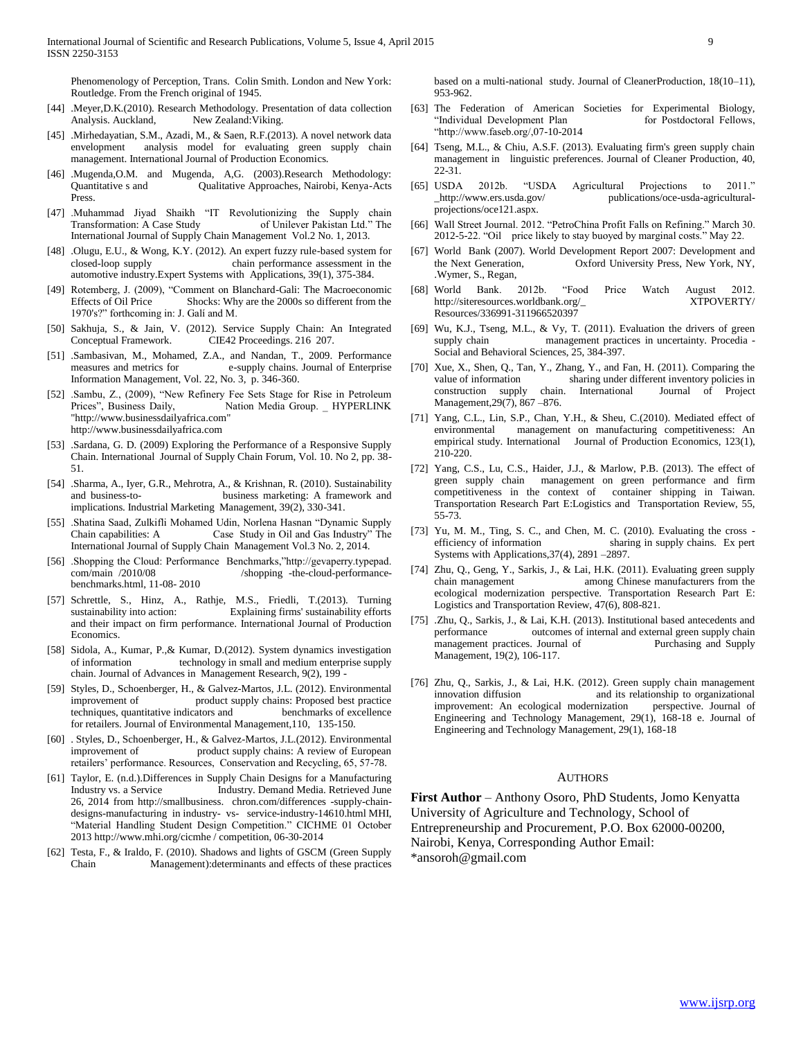Phenomenology of Perception, Trans. Colin Smith. London and New York: Routledge. From the French original of 1945.

[44] .Meyer,D.K.(2010). Research Methodology. Presentation of data collection Analysis. Auckland, New Zealand:Viking.

[45] .Mirhedayatian, S.M., Azadi, M., & Saen, R.F.(2013). A novel network data envelopment analysis model for evaluating green supply chain management. International Journal of Production Economics.

[46] .Mugenda,O.M. and Mugenda, A,G. (2003).Research Methodology: Quantitative s and Qualitative Approaches, Nairobi, Kenya-Acts Press.

[47] .Muhammad Jiyad Shaikh "IT Revolutionizing the Supply chain Transformation: A Case Study of Unilever Pakistan Ltd." The International Journal of Supply Chain Management Vol.2 No. 1, 2013.

[48] .Olugu, E.U., & Wong, K.Y. (2012). An expert fuzzy rule-based system for closed-loop supply chain performance assessment in the automotive industry.Expert Systems with Applications, 39(1), 375-384.

[49] Rotemberg, J. (2009), "Comment on Blanchard-Gali: The Macroeconomic Effects of Oil Price Shocks: Why are the 2000s so different from the 1970's?" forthcoming in: J. Galí and M.

[50] Sakhuja, S., & Jain, V. (2012). Service Supply Chain: An Integrated Conceptual Framework. CIE42 Proceedings. 216 207.

[51] .Sambasivan, M., Mohamed, Z.A., and Nandan, T., 2009. Performance measures and metrics for e-supply chains. Journal of Enterprise Information Management, Vol. 22, No. 3, p. 346-360.

[52] .Sambu, Z., (2009), "New Refinery Fee Sets Stage for Rise in Petroleum Prices", Business Daily, Nation Media Group. _ HYPERLINK "http://www.businessdailyafrica.com" http://www.businessdailyafrica.com

[53] .Sardana, G. D. (2009) Exploring the Performance of a Responsive Supply Chain. International Journal of Supply Chain Forum, Vol. 10. No 2, pp. 38-51.

[54] .Sharma, A., Iyer, G.R., Mehrotra, A., & Krishnan, R. (2010). Sustainability and business-to- business marketing: A framework and implications. Industrial Marketing Management, 39(2), 330-341.

[55] .Shatina Saad, Zulkifli Mohamed Udin, Norlena Hasnan "Dynamic Supply Chain capabilities: A Case Study in Oil and Gas Industry" The International Journal of Supply Chain Management Vol.3 No. 2, 2014.

[56] .Shopping the Cloud: Performance Benchmarks,"http://gevaperry.typepad. com/main /2010/08 /shopping -the-cloud-performance-benchmarks.html, 11-08- 2010

[57] Schrettle, S., Hinz, A., Rathje, M.S., Friedli, T.(2013). Turning sustainability into action: Explaining firms' sustainability efforts and their impact on firm performance. International Journal of Production Economics.

[58] Sidola, A., Kumar, P.,& Kumar, D.(2012). System dynamics investigation of information technology in small and medium enterprise supply chain. Journal of Advances in Management Research, 9(2), 199 -

[59] Styles, D., Schoenberger, H., & Galvez-Martos, J.L. (2012). Environmental improvement of product supply chains: Proposed best practice techniques, quantitative indicators and benchmarks of excellence for retailers. Journal of Environmental Management,110, 135-150.

[60] . Styles, D., Schoenberger, H., & Galvez-Martos, J.L.(2012). Environmental improvement of product supply chains: A review of European retailers' performance. Resources, Conservation and Recycling, 65, 57-78.

[61] Taylor, E. (n.d.).Differences in Supply Chain Designs for a Manufacturing Industry vs. a Service Industry. Demand Media. Retrieved June 26, 2014 from http://smallbusiness. chron.com/differences -supply-chain-designs-manufacturing in industry- vs- service-industry-14610.html MHI, "Material Handling Student Design Competition." CICHME 01 October 2013 http://www.mhi.org/cicmhe / competition, 06-30-2014

[62] Testa, F., & Iraldo, F. (2010). Shadows and lights of GSCM (Green Supply Chain Management):determinants and effects of these practices based on a multi-national study. Journal of CleanerProduction, 18(10–11), 953-962.

[63] The Federation of American Societies for Experimental Biology, "Individual Development Plan for Postdoctoral Fellows, "http://www.faseb.org/,07-10-2014

[64] Tseng, M.L., & Chiu, A.S.F. (2013). Evaluating firm's green supply chain management in linguistic preferences. Journal of Cleaner Production, 40, 22-31.

[65] USDA 2012b. "USDA Agricultural Projections to 2011." _http://www.ers.usda.gov/ publications/oce-usda-agricultural-projections/oce121.aspx.

[66] Wall Street Journal. 2012. "PetroChina Profit Falls on Refining." March 30. 2012-5-22. "Oil price likely to stay buoyed by marginal costs." May 22.

[67] World Bank (2007). World Development Report 2007: Development and the Next Generation, Oxford University Press, New York, NY, .Wymer, S., Regan,

[68] World Bank. 2012b. "Food Price Watch August 2012. http://siteresources.worldbank.org/_ XTPOVERTY/ Resources/336991-311966520397

[69] Wu, K.J., Tseng, M.L., & Vy, T. (2011). Evaluation the drivers of green supply chain management practices in uncertainty. Procedia - Social and Behavioral Sciences, 25, 384-397.

[70] Xue, X., Shen, Q., Tan, Y., Zhang, Y., and Fan, H. (2011). Comparing the value of information sharing under different inventory policies in construction supply chain. International Journal of Project Management,29(7), 867 –876.

[71] Yang, C.L., Lin, S.P., Chan, Y.H., & Sheu, C.(2010). Mediated effect of environmental management on manufacturing competitiveness: An empirical study. International Journal of Production Economics, 123(1), 210-220.

[72] Yang, C.S., Lu, C.S., Haider, J.J., & Marlow, P.B. (2013). The effect of green supply chain management on green performance and firm competitiveness in the context of container shipping in Taiwan. Transportation Research Part E:Logistics and Transportation Review, 55, 55-73.

[73] Yu, M. M., Ting, S. C., and Chen, M. C. (2010). Evaluating the cross - efficiency of information sharing in supply chains. Ex pert Systems with Applications,37(4), 2891 –2897.

[74] Zhu, Q., Geng, Y., Sarkis, J., & Lai, H.K. (2011). Evaluating green supply chain management among Chinese manufacturers from the ecological modernization perspective. Transportation Research Part E: Logistics and Transportation Review, 47(6), 808-821.

[75] .Zhu, Q., Sarkis, J., & Lai, K.H. (2013). Institutional based antecedents and performance outcomes of internal and external green supply chain management practices. Journal of Purchasing and Supply Management, 19(2), 106-117.

[76] Zhu, Q., Sarkis, J., & Lai, H.K. (2012). Green supply chain management innovation diffusion and its relationship to organizational improvement: An ecological modernization perspective. Journal of Engineering and Technology Management, 29(1), 168-18 e. Journal of Engineering and Technology Management, 29(1), 168-18

## AUTHORS

**First Author** – Anthony Osoro, PhD Students, Jomo Kenyatta University of Agriculture and Technology, School of Entrepreneurship and Procurement, P.O. Box 62000-00200, Nairobi, Kenya, Corresponding Author Email: *ansoroh@gmail.com